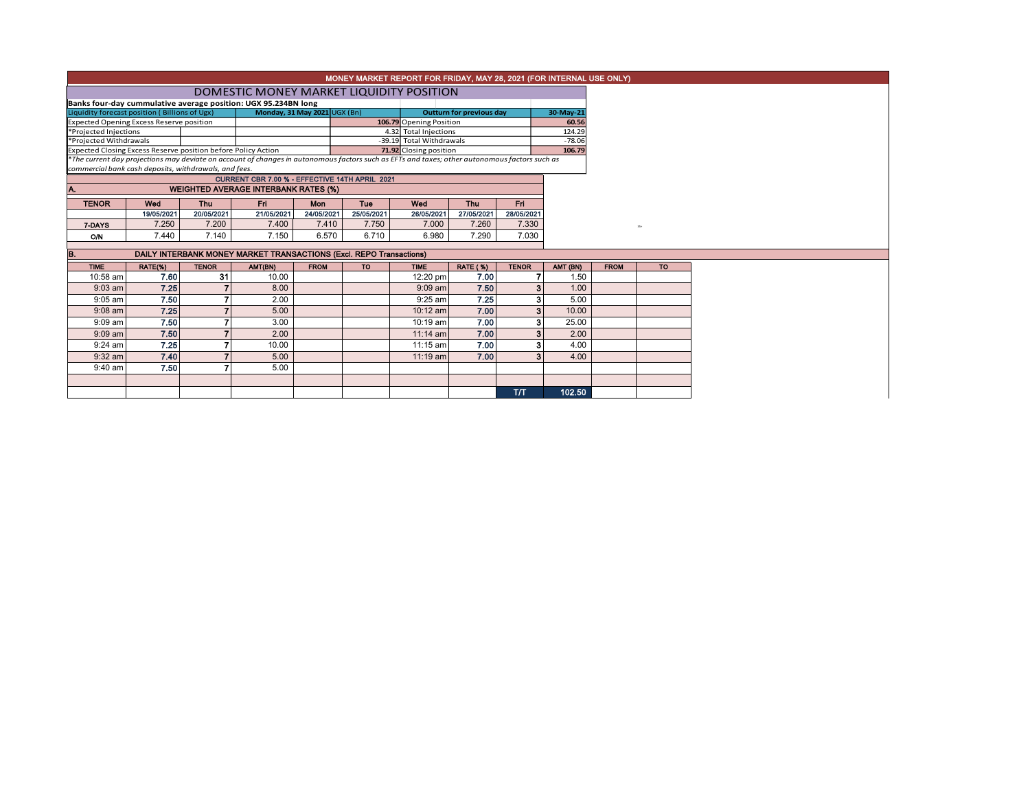# MONEY MARKET REPORT FOR FRIDAY, MAY 28, 2021 (FOR INTERNAL USE ONLY)

## DOMESTIC MONEY MARKET LIQUIDITY POSITION

**Banks four-day cummulative average position: UGX 95.234BN long**

| Liquidity forecast position ( Billions of Ugx) | Monday, 31 May 2021 UGX (Bn) | | Outturn for previous day | 30-May-21 |
|---|---|---|---|---|
| Expected Opening Excess Reserve position | 106.79 | Opening Position | | 60.56 |
| *Projected Injections | 4.32 | Total Injections | | 124.29 |
| *Projected Withdrawals | -39.19 | Total Withdrawals | | -78.06 |
| Expected Closing Excess Reserve position before Policy Action | 71.92 | Closing position | | 106.79 |

*The current day projections may deviate on account of changes in autonomous factors such as EFTs and taxes; other autonomous factors such as commercial bank cash deposits, withdrawals, and fees.*

CURRENT CBR 7.00 % - EFFECTIVE 14TH APRIL 2021

### A. WEIGHTED AVERAGE INTERBANK RATES (%)

| TENOR | Wed | Thu | Fri | Mon | Tue | Wed | Thu | Fri |
|---|---|---|---|---|---|---|---|---|
| | 19/05/2021 | 20/05/2021 | 21/05/2021 | 24/05/2021 | 25/05/2021 | 26/05/2021 | 27/05/2021 | 28/05/2021 |
| 7-DAYS | 7.250 | 7.200 | 7.400 | 7.410 | 7.750 | 7.000 | 7.260 | 7.330 |
| O/N | 7.440 | 7.140 | 7.150 | 6.570 | 6.710 | 6.980 | 7.290 | 7.030 |

### B. DAILY INTERBANK MONEY MARKET TRANSACTIONS (Excl. REPO Transactions)

| TIME | RATE(%) | TENOR | AMT(BN) | FROM | TO | TIME | RATE (%) | TENOR | AMT (BN) | FROM | TO |
|---|---|---|---|---|---|---|---|---|---|---|---|
| 10:58 am | 7.60 | 31 | 10.00 | | | 12:20 pm | 7.00 | 7 | 1.50 | | |
| 9:03 am | 7.25 | 7 | 8.00 | | | 9:09 am | 7.50 | 3 | 1.00 | | |
| 9:05 am | 7.50 | 7 | 2.00 | | | 9:25 am | 7.25 | 3 | 5.00 | | |
| 9:08 am | 7.25 | 7 | 5.00 | | | 10:12 am | 7.00 | 3 | 10.00 | | |
| 9:09 am | 7.50 | 7 | 3.00 | | | 10:19 am | 7.00 | 3 | 25.00 | | |
| 9:09 am | 7.50 | 7 | 2.00 | | | 11:14 am | 7.00 | 3 | 2.00 | | |
| 9:24 am | 7.25 | 7 | 10.00 | | | 11:15 am | 7.00 | 3 | 4.00 | | |
| 9:32 am | 7.40 | 7 | 5.00 | | | 11:19 am | 7.00 | 3 | 4.00 | | |
| 9:40 am | 7.50 | 7 | 5.00 | | | | | | | | |
| | | | | | | | | | | | |
| | | | | | | | | T/T | 102.50 | | |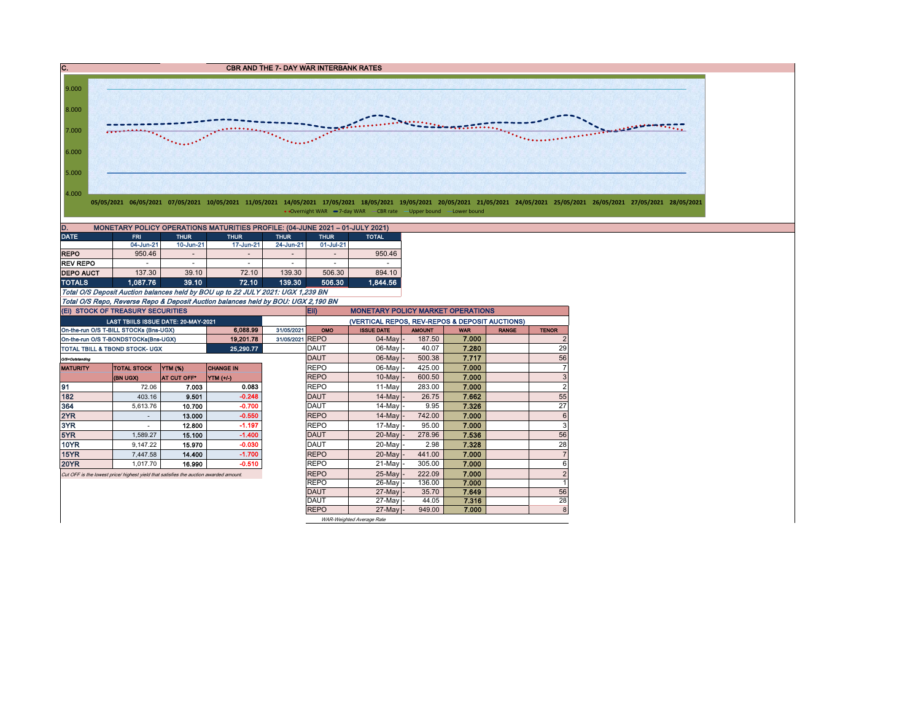## C. CBR AND THE 7- DAY WAR INTERBANK RATES

9.000
8.000
7.000
6.000
5.000
4.000

05/05/2021 06/05/2021 07/05/2021 10/05/2021 11/05/2021 14/05/2021 17/05/2021 18/05/2021 19/05/2021 20/05/2021 21/05/2021 24/05/2021 25/05/2021 26/05/2021 27/05/2021 28/05/2021

Overnight WAR | 7-day WAR | CBR rate | Upper bound | Lower bound

## D. MONETARY POLICY OPERATIONS MATURITIES PROFILE: (04-JUNE 2021 – 01-JULY 2021)

| DATE | FRI | THUR | THUR | THUR | THUR | TOTAL |
|---|---|---|---|---|---|---|
| | 04-Jun-21 | 10-Jun-21 | 17-Jun-21 | 24-Jun-21 | 01-Jul-21 | |
| REPO | 950.46 | - | - | - | - | 950.46 |
| REV REPO | - | - | - | - | - | - |
| DEPO AUCT | 137.30 | 39.10 | 72.10 | 139.30 | 506.30 | 894.10 |
| TOTALS | 1,087.76 | 39.10 | 72.10 | 139.30 | 506.30 | 1,844.56 |

*Total O/S Deposit Auction balances held by BOU up to 22 JULY 2021: UGX 1,239 BN*

*Total O/S Repo, Reverse Repo & Deposit Auction balances held by BOU: UGX 2,190 BN*

## (EI) STOCK OF TREASURY SECURITIES

| LAST TBIILS ISSUE DATE: 20-MAY-2021 | | |
|---|---|---|
| On-the-run O/S T-BILL STOCKs (Bns-UGX) | 6,088.99 | 31/05/2021 |
| On-the-run O/S T-BONDSTOCKs(Bns-UGX) | 19,201.78 | 31/05/2021 |
| TOTAL TBILL & TBOND STOCK- UGX | 25,290.77 | |

O/S=Outstanding

| MATURITY | TOTAL STOCK (BN UGX) | YTM (%) AT CUT OFF* | CHANGE IN YTM (+/-) |
|---|---|---|---|
| 91 | 72.06 | 7.003 | 0.083 |
| 182 | 403.16 | 9.501 | -0.248 |
| 364 | 5,613.76 | 10.700 | -0.700 |
| 2YR | - | 13.000 | -0.550 |
| 3YR | - | 12.800 | -1.197 |
| 5YR | 1,589.27 | 15.100 | -1.400 |
| 10YR | 9,147.22 | 15.970 | -0.030 |
| 15YR | 7,447.58 | 14.400 | -1.700 |
| 20YR | 1,017.70 | 16.990 | -0.510 |

*Cut OFF is the lowest price/ highest yield that satisfies the auction awarded amount.*

## EII) MONETARY POLICY MARKET OPERATIONS

(VERTICAL REPOS, REV-REPOS & DEPOSIT AUCTIONS)

| OMO | ISSUE DATE | AMOUNT | WAR | RANGE | TENOR |
|---|---|---|---|---|---|
| REPO | 04-May | 187.50 | 7.000 | | 2 |
| DAUT | 06-May | 40.07 | 7.280 | | 29 |
| DAUT | 06-May | 500.38 | 7.717 | | 56 |
| REPO | 06-May | 425.00 | 7.000 | | 7 |
| REPO | 10-May | 600.50 | 7.000 | | 3 |
| REPO | 11-May | 283.00 | 7.000 | | 2 |
| DAUT | 14-May | 26.75 | 7.662 | | 55 |
| DAUT | 14-May | 9.95 | 7.326 | | 27 |
| REPO | 14-May | 742.00 | 7.000 | | 6 |
| REPO | 17-May | 95.00 | 7.000 | | 3 |
| DAUT | 20-May | 278.96 | 7.536 | | 56 |
| DAUT | 20-May | 2.98 | 7.328 | | 28 |
| REPO | 20-May | 441.00 | 7.000 | | 7 |
| REPO | 21-May | 305.00 | 7.000 | | 6 |
| REPO | 25-May | 222.09 | 7.000 | | 2 |
| REPO | 26-May | 136.00 | 7.000 | | 1 |
| DAUT | 27-May | 35.70 | 7.649 | | 56 |
| DAUT | 27-May | 44.05 | 7.316 | | 28 |
| REPO | 27-May | 949.00 | 7.000 | | 8 |

*WAR-Weighted Average Rate*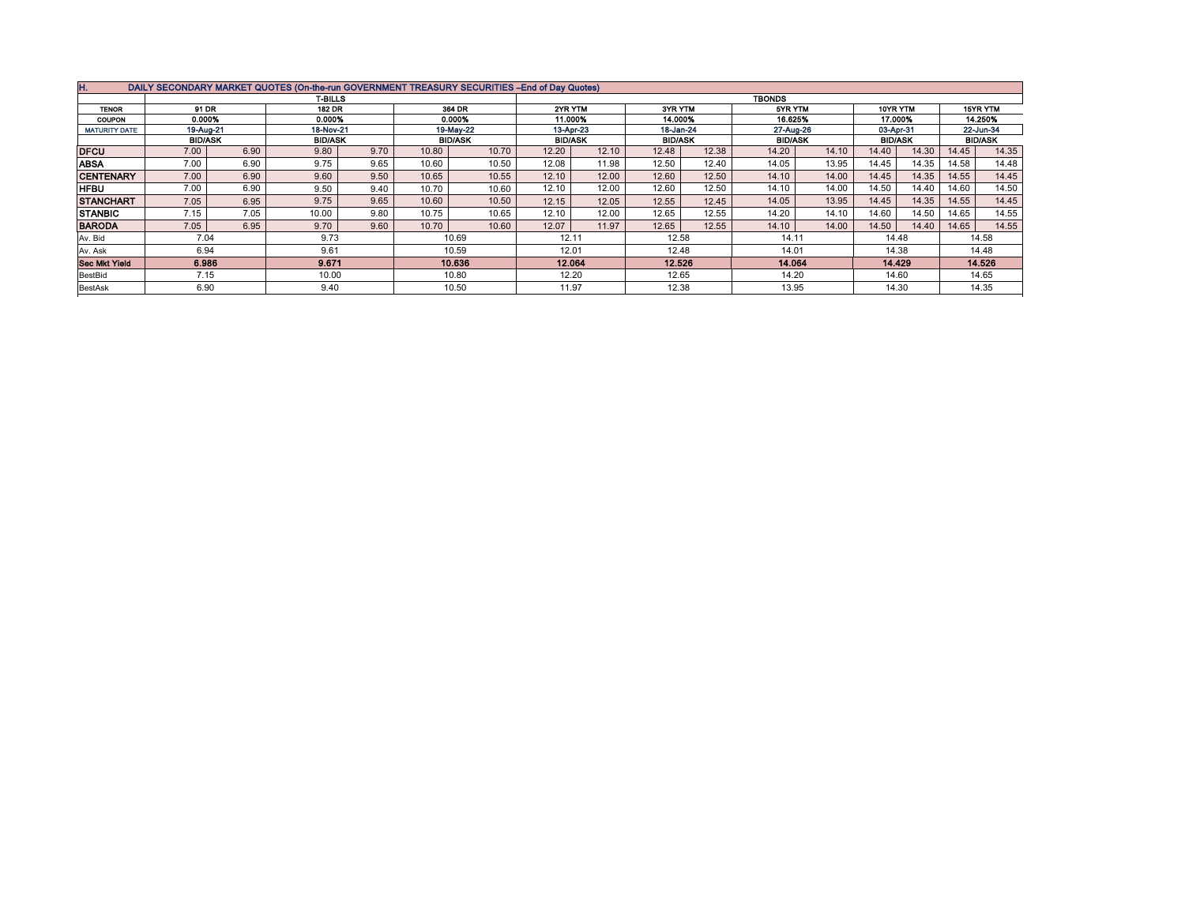| H. | DAILY SECONDARY MARKET QUOTES (On-the-run GOVERNMENT TREASURY SECURITIES –End of Day Quotes) | | | | | | | | | | | | | | | |
|---|---|---|---|---|---|---|---|---|---|---|---|---|---|---|---|---|
| | T-BILLS | | | | | | TBONDS | | | | | | | | | |
| TENOR | 91 DR | | 182 DR | | 364 DR | | 2YR YTM | | 3YR YTM | | 5YR YTM | | 10YR YTM | | 15YR YTM | |
| COUPON | 0.000% | | 0.000% | | 0.000% | | 11.000% | | 14.000% | | 16.625% | | 17.000% | | 14.250% | |
| MATURITY DATE | 19-Aug-21 | | 18-Nov-21 | | 19-May-22 | | 13-Apr-23 | | 18-Jan-24 | | 27-Aug-26 | | 03-Apr-31 | | 22-Jun-34 | |
| | BID/ASK | | BID/ASK | | BID/ASK | | BID/ASK | | BID/ASK | | BID/ASK | | BID/ASK | | BID/ASK | |
| DFCU | 7.00 | 6.90 | 9.80 | 9.70 | 10.80 | 10.70 | 12.20 | 12.10 | 12.48 | 12.38 | 14.20 | 14.10 | 14.40 | 14.30 | 14.45 | 14.35 |
| ABSA | 7.00 | 6.90 | 9.75 | 9.65 | 10.60 | 10.50 | 12.08 | 11.98 | 12.50 | 12.40 | 14.05 | 13.95 | 14.45 | 14.35 | 14.58 | 14.48 |
| CENTENARY | 7.00 | 6.90 | 9.60 | 9.50 | 10.65 | 10.55 | 12.10 | 12.00 | 12.60 | 12.50 | 14.10 | 14.00 | 14.45 | 14.35 | 14.55 | 14.45 |
| HFBU | 7.00 | 6.90 | 9.50 | 9.40 | 10.70 | 10.60 | 12.10 | 12.00 | 12.60 | 12.50 | 14.10 | 14.00 | 14.50 | 14.40 | 14.60 | 14.50 |
| STANCHART | 7.05 | 6.95 | 9.75 | 9.65 | 10.60 | 10.50 | 12.15 | 12.05 | 12.55 | 12.45 | 14.05 | 13.95 | 14.45 | 14.35 | 14.55 | 14.45 |
| STANBIC | 7.15 | 7.05 | 10.00 | 9.80 | 10.75 | 10.65 | 12.10 | 12.00 | 12.65 | 12.55 | 14.20 | 14.10 | 14.60 | 14.50 | 14.65 | 14.55 |
| BARODA | 7.05 | 6.95 | 9.70 | 9.60 | 10.70 | 10.60 | 12.07 | 11.97 | 12.65 | 12.55 | 14.10 | 14.00 | 14.50 | 14.40 | 14.65 | 14.55 |
| Av. Bid | 7.04 | | 9.73 | | 10.69 | | 12.11 | | 12.58 | | 14.11 | | 14.48 | | 14.58 | |
| Av. Ask | 6.94 | | 9.61 | | 10.59 | | 12.01 | | 12.48 | | 14.01 | | 14.38 | | 14.48 | |
| Sec Mkt Yield | 6.986 | | 9.671 | | 10.636 | | 12.064 | | 12.526 | | 14.064 | | 14.429 | | 14.526 | |
| BestBid | 7.15 | | 10.00 | | 10.80 | | 12.20 | | 12.65 | | 14.20 | | 14.60 | | 14.65 | |
| BestAsk | 6.90 | | 9.40 | | 10.50 | | 11.97 | | 12.38 | | 13.95 | | 14.30 | | 14.35 | |